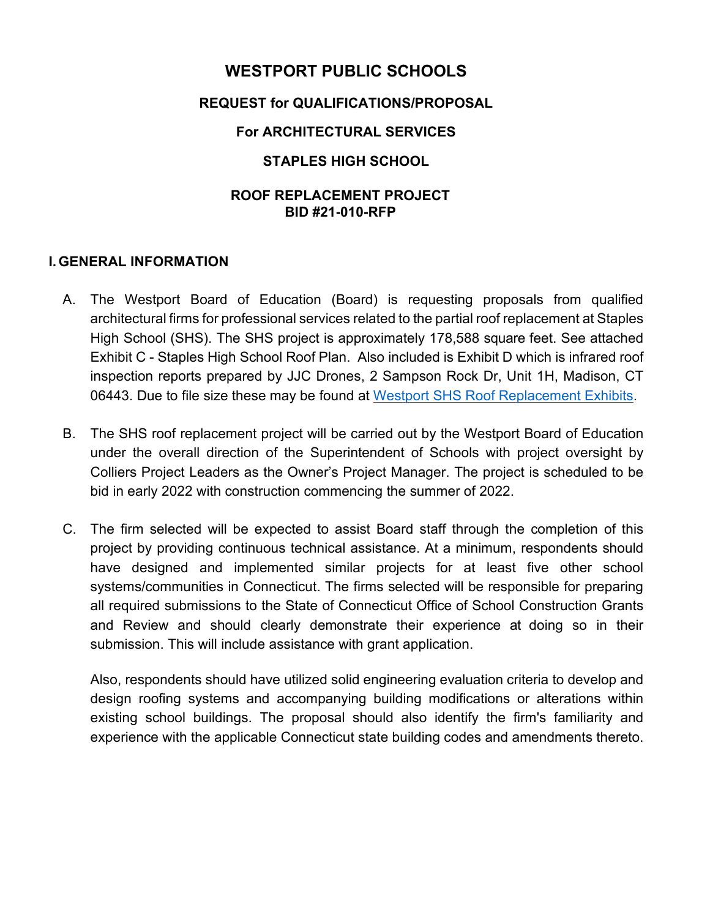# WESTPORT PUBLIC SCHOOLS

## REQUEST for QUALIFICATIONS/PROPOSAL

## For ARCHITECTURAL SERVICES

## STAPLES HIGH SCHOOL

## ROOF REPLACEMENT PROJECT
## BID #21-010-RFP

### I. GENERAL INFORMATION

A. The Westport Board of Education (Board) is requesting proposals from qualified architectural firms for professional services related to the partial roof replacement at Staples High School (SHS). The SHS project is approximately 178,588 square feet. See attached Exhibit C - Staples High School Roof Plan. Also included is Exhibit D which is infrared roof inspection reports prepared by JJC Drones, 2 Sampson Rock Dr, Unit 1H, Madison, CT 06443. Due to file size these may be found at Westport SHS Roof Replacement Exhibits.

B. The SHS roof replacement project will be carried out by the Westport Board of Education under the overall direction of the Superintendent of Schools with project oversight by Colliers Project Leaders as the Owner's Project Manager. The project is scheduled to be bid in early 2022 with construction commencing the summer of 2022.

C. The firm selected will be expected to assist Board staff through the completion of this project by providing continuous technical assistance. At a minimum, respondents should have designed and implemented similar projects for at least five other school systems/communities in Connecticut. The firms selected will be responsible for preparing all required submissions to the State of Connecticut Office of School Construction Grants and Review and should clearly demonstrate their experience at doing so in their submission. This will include assistance with grant application.

   Also, respondents should have utilized solid engineering evaluation criteria to develop and design roofing systems and accompanying building modifications or alterations within existing school buildings. The proposal should also identify the firm's familiarity and experience with the applicable Connecticut state building codes and amendments thereto.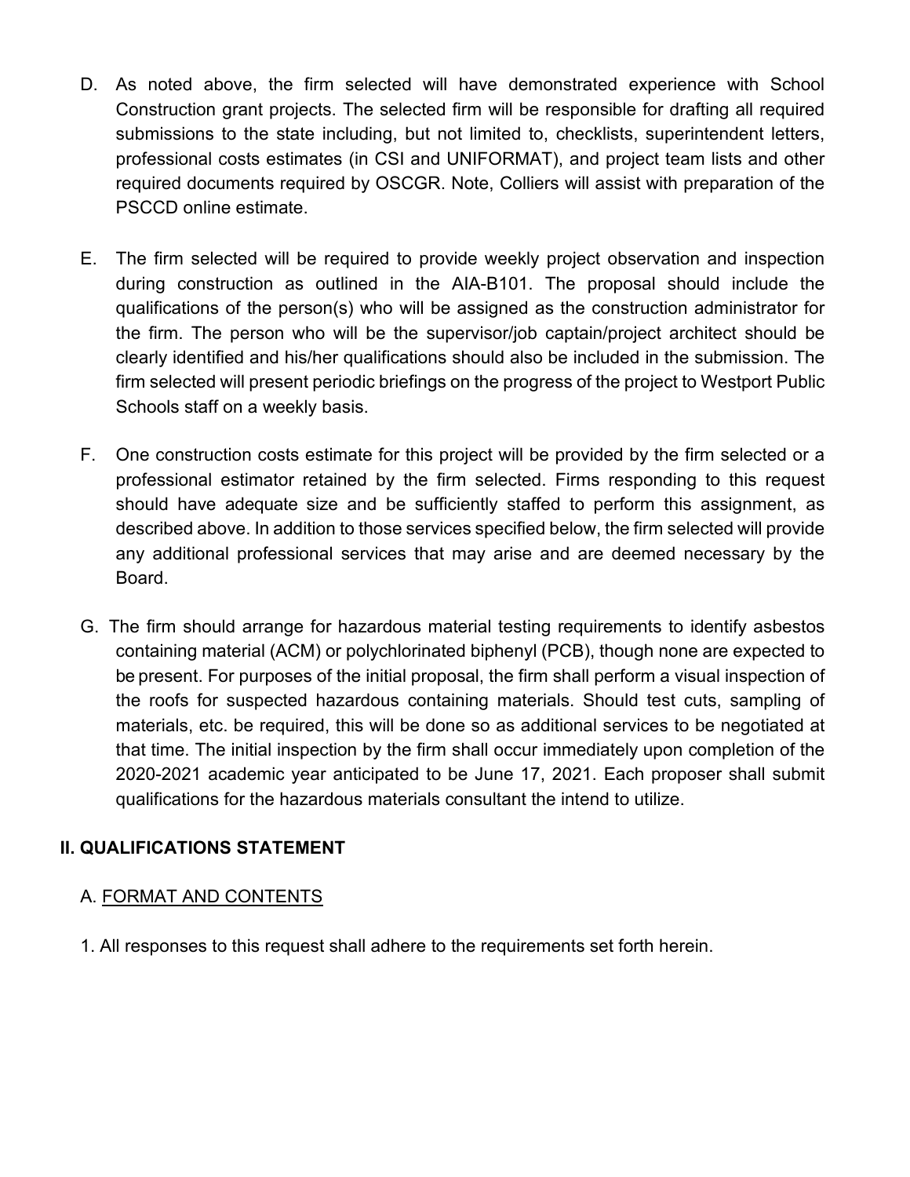D. As noted above, the firm selected will have demonstrated experience with School Construction grant projects. The selected firm will be responsible for drafting all required submissions to the state including, but not limited to, checklists, superintendent letters, professional costs estimates (in CSI and UNIFORMAT), and project team lists and other required documents required by OSCGR. Note, Colliers will assist with preparation of the PSCCD online estimate.

E. The firm selected will be required to provide weekly project observation and inspection during construction as outlined in the AIA-B101. The proposal should include the qualifications of the person(s) who will be assigned as the construction administrator for the firm. The person who will be the supervisor/job captain/project architect should be clearly identified and his/her qualifications should also be included in the submission. The firm selected will present periodic briefings on the progress of the project to Westport Public Schools staff on a weekly basis.

F. One construction costs estimate for this project will be provided by the firm selected or a professional estimator retained by the firm selected. Firms responding to this request should have adequate size and be sufficiently staffed to perform this assignment, as described above. In addition to those services specified below, the firm selected will provide any additional professional services that may arise and are deemed necessary by the Board.

G. The firm should arrange for hazardous material testing requirements to identify asbestos containing material (ACM) or polychlorinated biphenyl (PCB), though none are expected to be present. For purposes of the initial proposal, the firm shall perform a visual inspection of the roofs for suspected hazardous containing materials. Should test cuts, sampling of materials, etc. be required, this will be done so as additional services to be negotiated at that time. The initial inspection by the firm shall occur immediately upon completion of the 2020-2021 academic year anticipated to be June 17, 2021. Each proposer shall submit qualifications for the hazardous materials consultant the intend to utilize.

## II. QUALIFICATIONS STATEMENT

### A. FORMAT AND CONTENTS

1. All responses to this request shall adhere to the requirements set forth herein.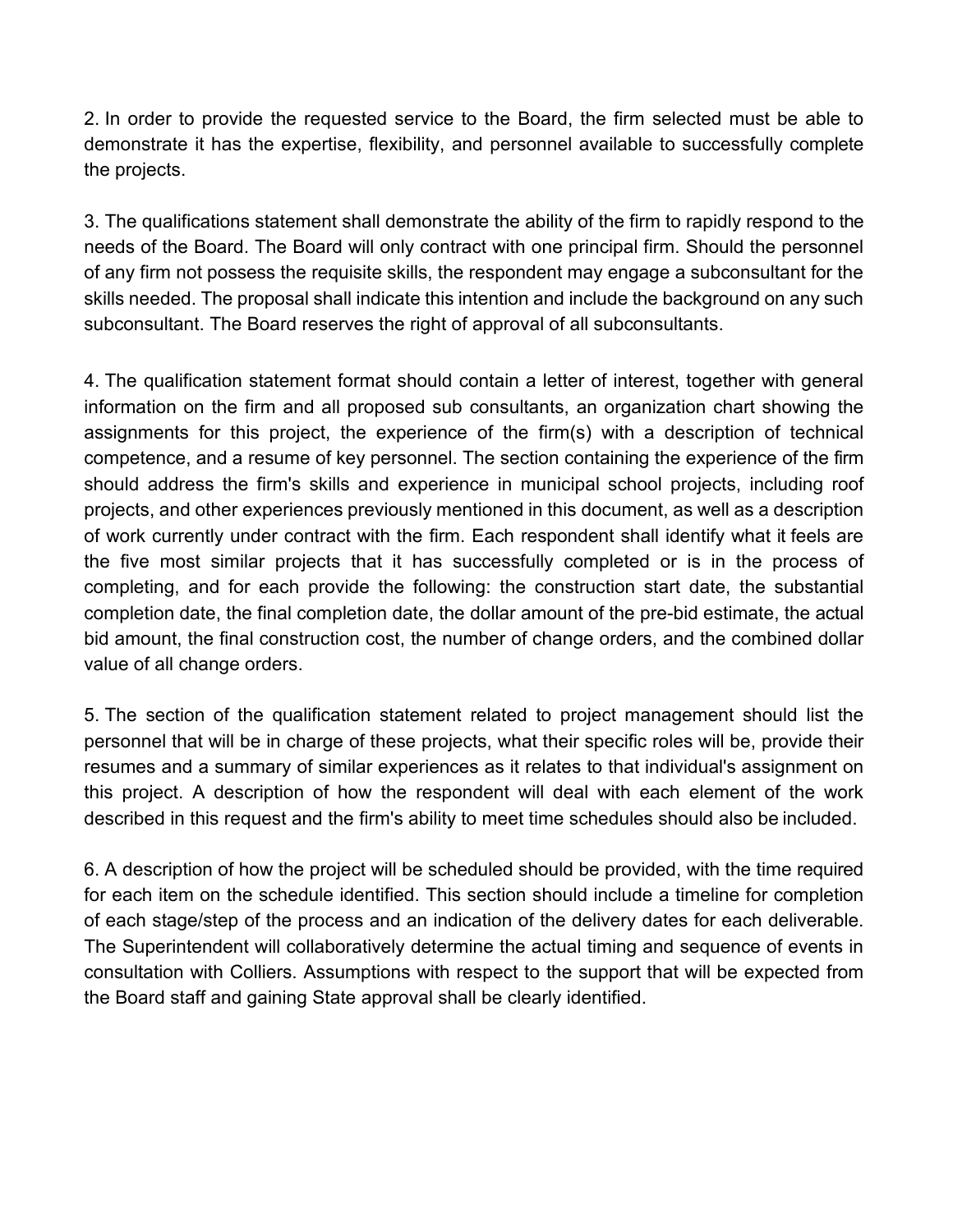2. In order to provide the requested service to the Board, the firm selected must be able to demonstrate it has the expertise, flexibility, and personnel available to successfully complete the projects.

3. The qualifications statement shall demonstrate the ability of the firm to rapidly respond to the needs of the Board. The Board will only contract with one principal firm. Should the personnel of any firm not possess the requisite skills, the respondent may engage a subconsultant for the skills needed. The proposal shall indicate this intention and include the background on any such subconsultant. The Board reserves the right of approval of all subconsultants.

4. The qualification statement format should contain a letter of interest, together with general information on the firm and all proposed sub consultants, an organization chart showing the assignments for this project, the experience of the firm(s) with a description of technical competence, and a resume of key personnel. The section containing the experience of the firm should address the firm's skills and experience in municipal school projects, including roof projects, and other experiences previously mentioned in this document, as well as a description of work currently under contract with the firm. Each respondent shall identify what it feels are the five most similar projects that it has successfully completed or is in the process of completing, and for each provide the following: the construction start date, the substantial completion date, the final completion date, the dollar amount of the pre-bid estimate, the actual bid amount, the final construction cost, the number of change orders, and the combined dollar value of all change orders.

5. The section of the qualification statement related to project management should list the personnel that will be in charge of these projects, what their specific roles will be, provide their resumes and a summary of similar experiences as it relates to that individual's assignment on this project. A description of how the respondent will deal with each element of the work described in this request and the firm's ability to meet time schedules should also be included.

6. A description of how the project will be scheduled should be provided, with the time required for each item on the schedule identified. This section should include a timeline for completion of each stage/step of the process and an indication of the delivery dates for each deliverable. The Superintendent will collaboratively determine the actual timing and sequence of events in consultation with Colliers. Assumptions with respect to the support that will be expected from the Board staff and gaining State approval shall be clearly identified.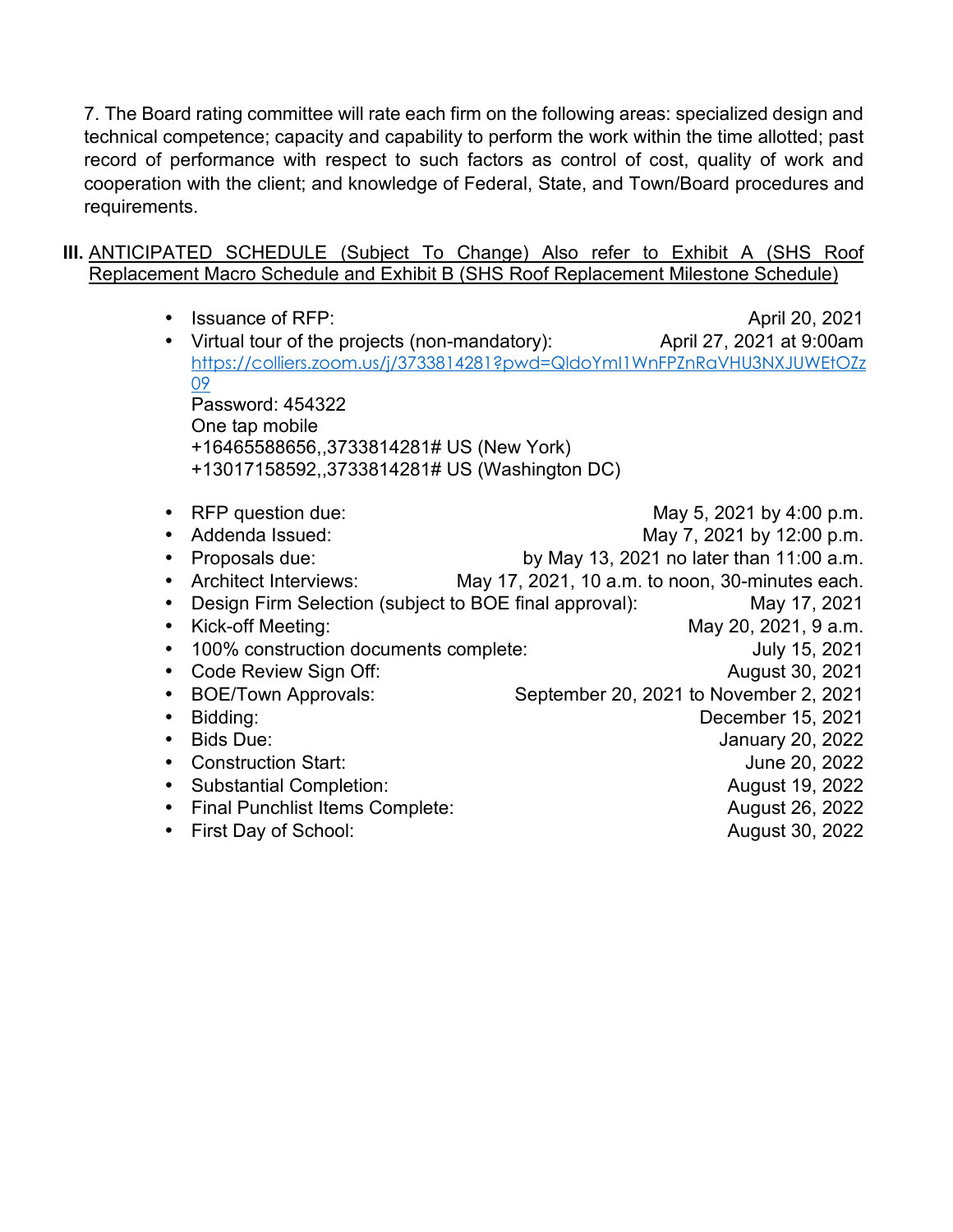7. The Board rating committee will rate each firm on the following areas: specialized design and technical competence; capacity and capability to perform the work within the time allotted; past record of performance with respect to such factors as control of cost, quality of work and cooperation with the client; and knowledge of Federal, State, and Town/Board procedures and requirements.

**III.** ANTICIPATED SCHEDULE (Subject To Change) Also refer to Exhibit A (SHS Roof Replacement Macro Schedule and Exhibit B (SHS Roof Replacement Milestone Schedule)

- Issuance of RFP: April 20, 2021
- Virtual tour of the projects (non-mandatory): April 27, 2021 at 9:00am
  https://colliers.zoom.us/j/3733814281?pwd=QldoYmI1WnFPZnRaVHU3NXJUWEtOZz09
  Password: 454322
  One tap mobile
  +16465588656,,3733814281# US (New York)
  +13017158592,,3733814281# US (Washington DC)

- RFP question due: May 5, 2021 by 4:00 p.m.
- Addenda Issued: May 7, 2021 by 12:00 p.m.
- Proposals due: by May 13, 2021 no later than 11:00 a.m.
- Architect Interviews: May 17, 2021, 10 a.m. to noon, 30-minutes each.
- Design Firm Selection (subject to BOE final approval): May 17, 2021
- Kick-off Meeting: May 20, 2021, 9 a.m.
- 100% construction documents complete: July 15, 2021
- Code Review Sign Off: August 30, 2021
- BOE/Town Approvals: September 20, 2021 to November 2, 2021
- Bidding: December 15, 2021
- Bids Due: January 20, 2022
- Construction Start: June 20, 2022
- Substantial Completion: August 19, 2022
- Final Punchlist Items Complete: August 26, 2022
- First Day of School: August 30, 2022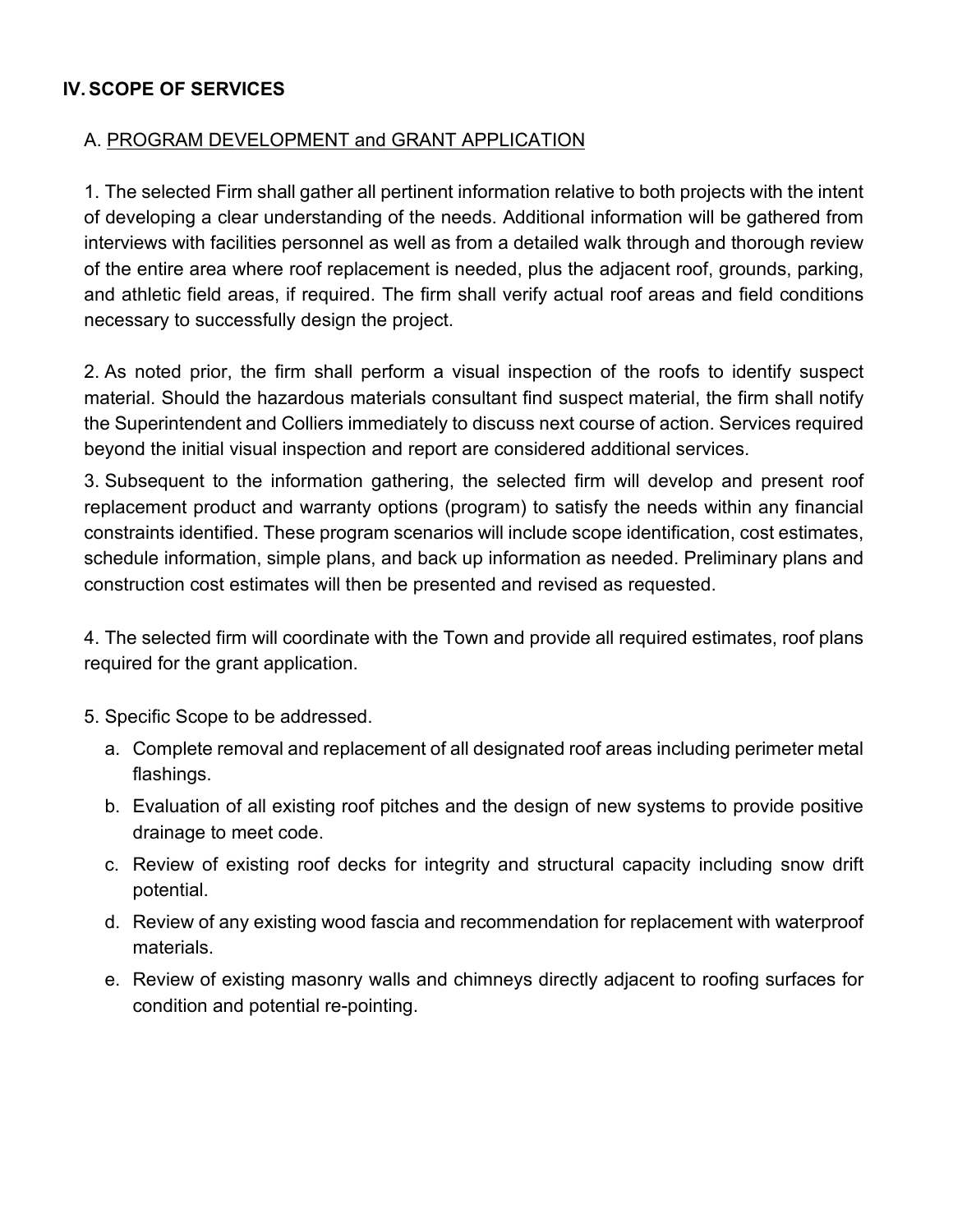## IV. SCOPE OF SERVICES

### A. PROGRAM DEVELOPMENT and GRANT APPLICATION

1. The selected Firm shall gather all pertinent information relative to both projects with the intent of developing a clear understanding of the needs. Additional information will be gathered from interviews with facilities personnel as well as from a detailed walk through and thorough review of the entire area where roof replacement is needed, plus the adjacent roof, grounds, parking, and athletic field areas, if required. The firm shall verify actual roof areas and field conditions necessary to successfully design the project.

2. As noted prior, the firm shall perform a visual inspection of the roofs to identify suspect material. Should the hazardous materials consultant find suspect material, the firm shall notify the Superintendent and Colliers immediately to discuss next course of action. Services required beyond the initial visual inspection and report are considered additional services.

3. Subsequent to the information gathering, the selected firm will develop and present roof replacement product and warranty options (program) to satisfy the needs within any financial constraints identified. These program scenarios will include scope identification, cost estimates, schedule information, simple plans, and back up information as needed. Preliminary plans and construction cost estimates will then be presented and revised as requested.

4. The selected firm will coordinate with the Town and provide all required estimates, roof plans required for the grant application.

5. Specific Scope to be addressed.
   a. Complete removal and replacement of all designated roof areas including perimeter metal flashings.
   b. Evaluation of all existing roof pitches and the design of new systems to provide positive drainage to meet code.
   c. Review of existing roof decks for integrity and structural capacity including snow drift potential.
   d. Review of any existing wood fascia and recommendation for replacement with waterproof materials.
   e. Review of existing masonry walls and chimneys directly adjacent to roofing surfaces for condition and potential re-pointing.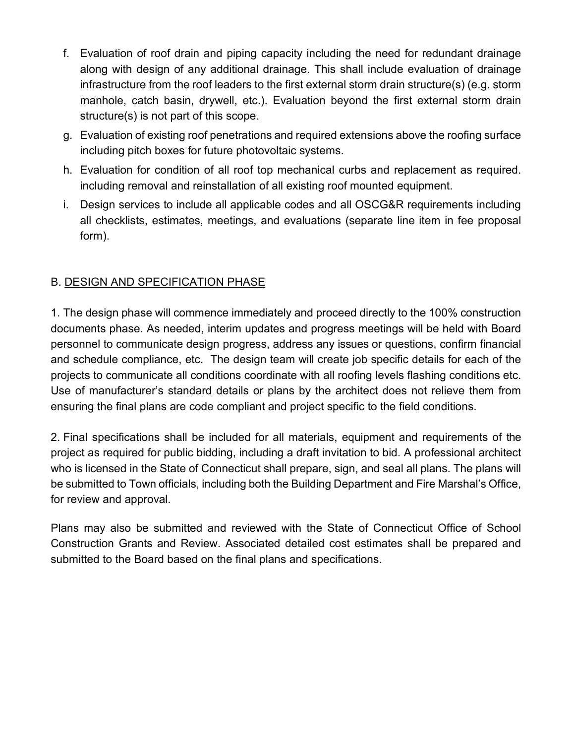f. Evaluation of roof drain and piping capacity including the need for redundant drainage along with design of any additional drainage. This shall include evaluation of drainage infrastructure from the roof leaders to the first external storm drain structure(s) (e.g. storm manhole, catch basin, drywell, etc.). Evaluation beyond the first external storm drain structure(s) is not part of this scope.

g. Evaluation of existing roof penetrations and required extensions above the roofing surface including pitch boxes for future photovoltaic systems.

h. Evaluation for condition of all roof top mechanical curbs and replacement as required. including removal and reinstallation of all existing roof mounted equipment.

i. Design services to include all applicable codes and all OSCG&R requirements including all checklists, estimates, meetings, and evaluations (separate line item in fee proposal form).

B. <u>DESIGN AND SPECIFICATION PHASE</u>

1. The design phase will commence immediately and proceed directly to the 100% construction documents phase. As needed, interim updates and progress meetings will be held with Board personnel to communicate design progress, address any issues or questions, confirm financial and schedule compliance, etc. The design team will create job specific details for each of the projects to communicate all conditions coordinate with all roofing levels flashing conditions etc. Use of manufacturer's standard details or plans by the architect does not relieve them from ensuring the final plans are code compliant and project specific to the field conditions.

2. Final specifications shall be included for all materials, equipment and requirements of the project as required for public bidding, including a draft invitation to bid. A professional architect who is licensed in the State of Connecticut shall prepare, sign, and seal all plans. The plans will be submitted to Town officials, including both the Building Department and Fire Marshal's Office, for review and approval.

Plans may also be submitted and reviewed with the State of Connecticut Office of School Construction Grants and Review. Associated detailed cost estimates shall be prepared and submitted to the Board based on the final plans and specifications.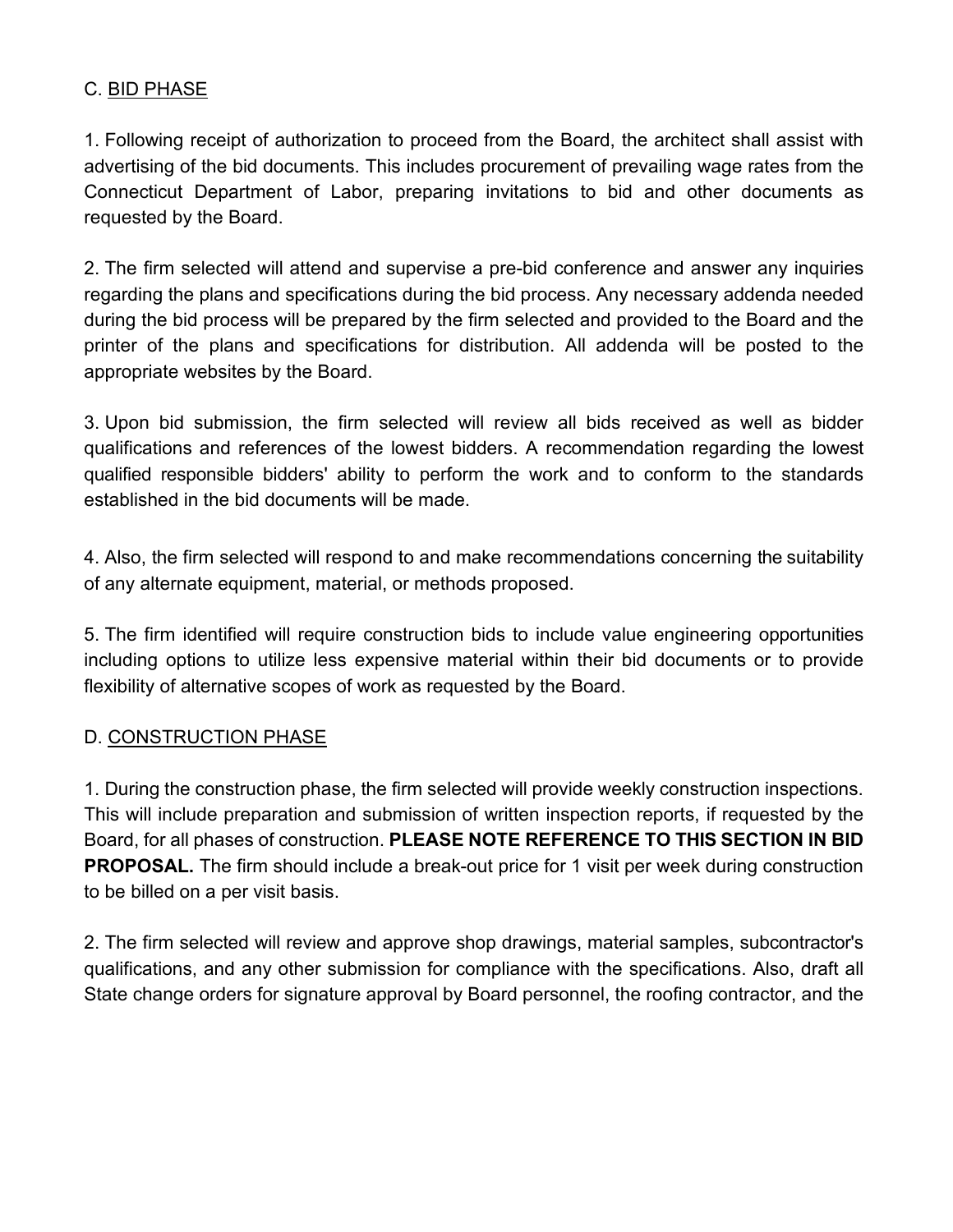C. <u>BID PHASE</u>

1. Following receipt of authorization to proceed from the Board, the architect shall assist with advertising of the bid documents. This includes procurement of prevailing wage rates from the Connecticut Department of Labor, preparing invitations to bid and other documents as requested by the Board.

2. The firm selected will attend and supervise a pre-bid conference and answer any inquiries regarding the plans and specifications during the bid process. Any necessary addenda needed during the bid process will be prepared by the firm selected and provided to the Board and the printer of the plans and specifications for distribution. All addenda will be posted to the appropriate websites by the Board.

3. Upon bid submission, the firm selected will review all bids received as well as bidder qualifications and references of the lowest bidders. A recommendation regarding the lowest qualified responsible bidders' ability to perform the work and to conform to the standards established in the bid documents will be made.

4. Also, the firm selected will respond to and make recommendations concerning the suitability of any alternate equipment, material, or methods proposed.

5. The firm identified will require construction bids to include value engineering opportunities including options to utilize less expensive material within their bid documents or to provide flexibility of alternative scopes of work as requested by the Board.

D. <u>CONSTRUCTION PHASE</u>

1. During the construction phase, the firm selected will provide weekly construction inspections. This will include preparation and submission of written inspection reports, if requested by the Board, for all phases of construction. **PLEASE NOTE REFERENCE TO THIS SECTION IN BID PROPOSAL.** The firm should include a break-out price for 1 visit per week during construction to be billed on a per visit basis.

2. The firm selected will review and approve shop drawings, material samples, subcontractor's qualifications, and any other submission for compliance with the specifications. Also, draft all State change orders for signature approval by Board personnel, the roofing contractor, and the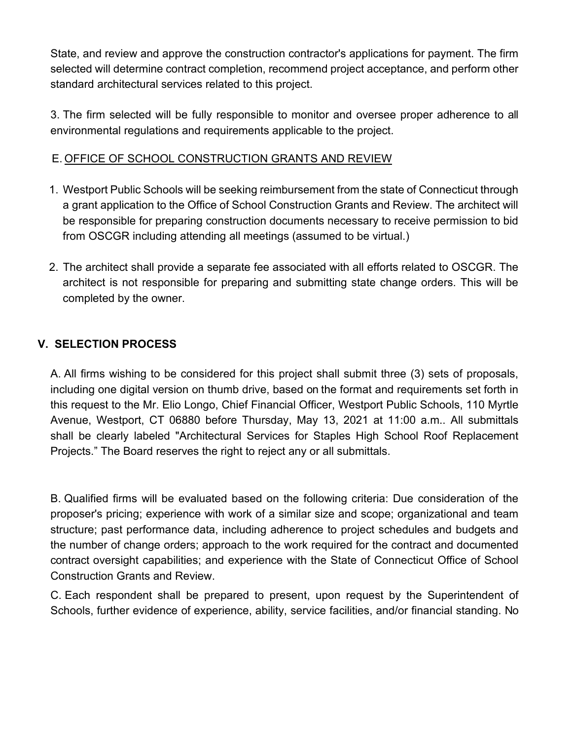State, and review and approve the construction contractor's applications for payment. The firm selected will determine contract completion, recommend project acceptance, and perform other standard architectural services related to this project.

3. The firm selected will be fully responsible to monitor and oversee proper adherence to all environmental regulations and requirements applicable to the project.

E. <u>OFFICE OF SCHOOL CONSTRUCTION GRANTS AND REVIEW</u>

1. Westport Public Schools will be seeking reimbursement from the state of Connecticut through a grant application to the Office of School Construction Grants and Review. The architect will be responsible for preparing construction documents necessary to receive permission to bid from OSCGR including attending all meetings (assumed to be virtual.)

2. The architect shall provide a separate fee associated with all efforts related to OSCGR. The architect is not responsible for preparing and submitting state change orders. This will be completed by the owner.

## V. SELECTION PROCESS

A. All firms wishing to be considered for this project shall submit three (3) sets of proposals, including one digital version on thumb drive, based on the format and requirements set forth in this request to the Mr. Elio Longo, Chief Financial Officer, Westport Public Schools, 110 Myrtle Avenue, Westport, CT 06880 before Thursday, May 13, 2021 at 11:00 a.m.. All submittals shall be clearly labeled "Architectural Services for Staples High School Roof Replacement Projects." The Board reserves the right to reject any or all submittals.

B. Qualified firms will be evaluated based on the following criteria: Due consideration of the proposer's pricing; experience with work of a similar size and scope; organizational and team structure; past performance data, including adherence to project schedules and budgets and the number of change orders; approach to the work required for the contract and documented contract oversight capabilities; and experience with the State of Connecticut Office of School Construction Grants and Review.

C. Each respondent shall be prepared to present, upon request by the Superintendent of Schools, further evidence of experience, ability, service facilities, and/or financial standing. No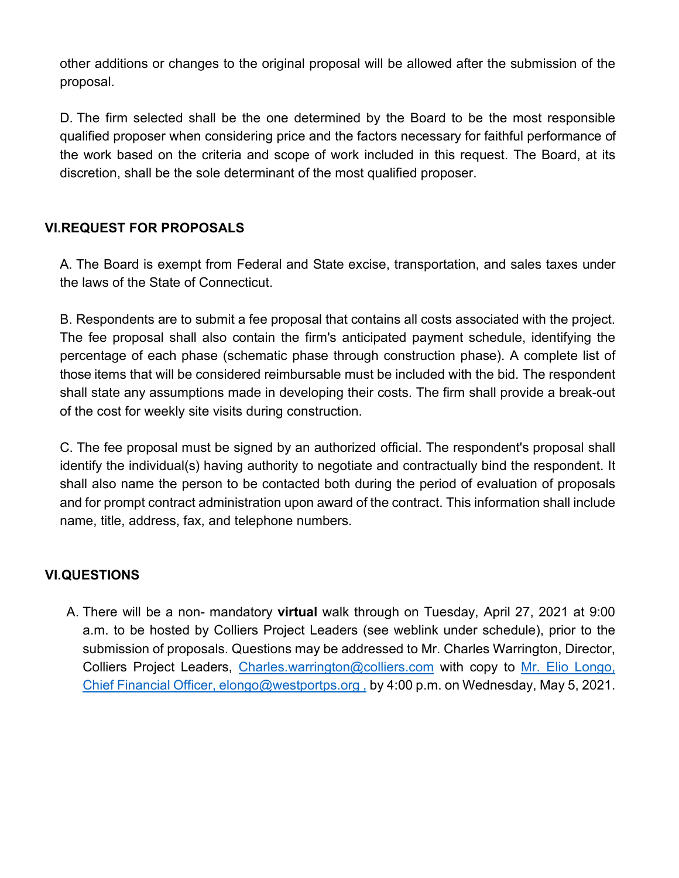other additions or changes to the original proposal will be allowed after the submission of the proposal.

D. The firm selected shall be the one determined by the Board to be the most responsible qualified proposer when considering price and the factors necessary for faithful performance of the work based on the criteria and scope of work included in this request. The Board, at its discretion, shall be the sole determinant of the most qualified proposer.

## VI.REQUEST FOR PROPOSALS

A. The Board is exempt from Federal and State excise, transportation, and sales taxes under the laws of the State of Connecticut.

B. Respondents are to submit a fee proposal that contains all costs associated with the project. The fee proposal shall also contain the firm's anticipated payment schedule, identifying the percentage of each phase (schematic phase through construction phase). A complete list of those items that will be considered reimbursable must be included with the bid. The respondent shall state any assumptions made in developing their costs. The firm shall provide a break-out of the cost for weekly site visits during construction.

C. The fee proposal must be signed by an authorized official. The respondent's proposal shall identify the individual(s) having authority to negotiate and contractually bind the respondent. It shall also name the person to be contacted both during the period of evaluation of proposals and for prompt contract administration upon award of the contract. This information shall include name, title, address, fax, and telephone numbers.

## VI.QUESTIONS

A. There will be a non- mandatory **virtual** walk through on Tuesday, April 27, 2021 at 9:00 a.m. to be hosted by Colliers Project Leaders (see weblink under schedule), prior to the submission of proposals. Questions may be addressed to Mr. Charles Warrington, Director, Colliers Project Leaders, Charles.warrington@colliers.com with copy to Mr. Elio Longo, Chief Financial Officer, elongo@westportps.org , by 4:00 p.m. on Wednesday, May 5, 2021.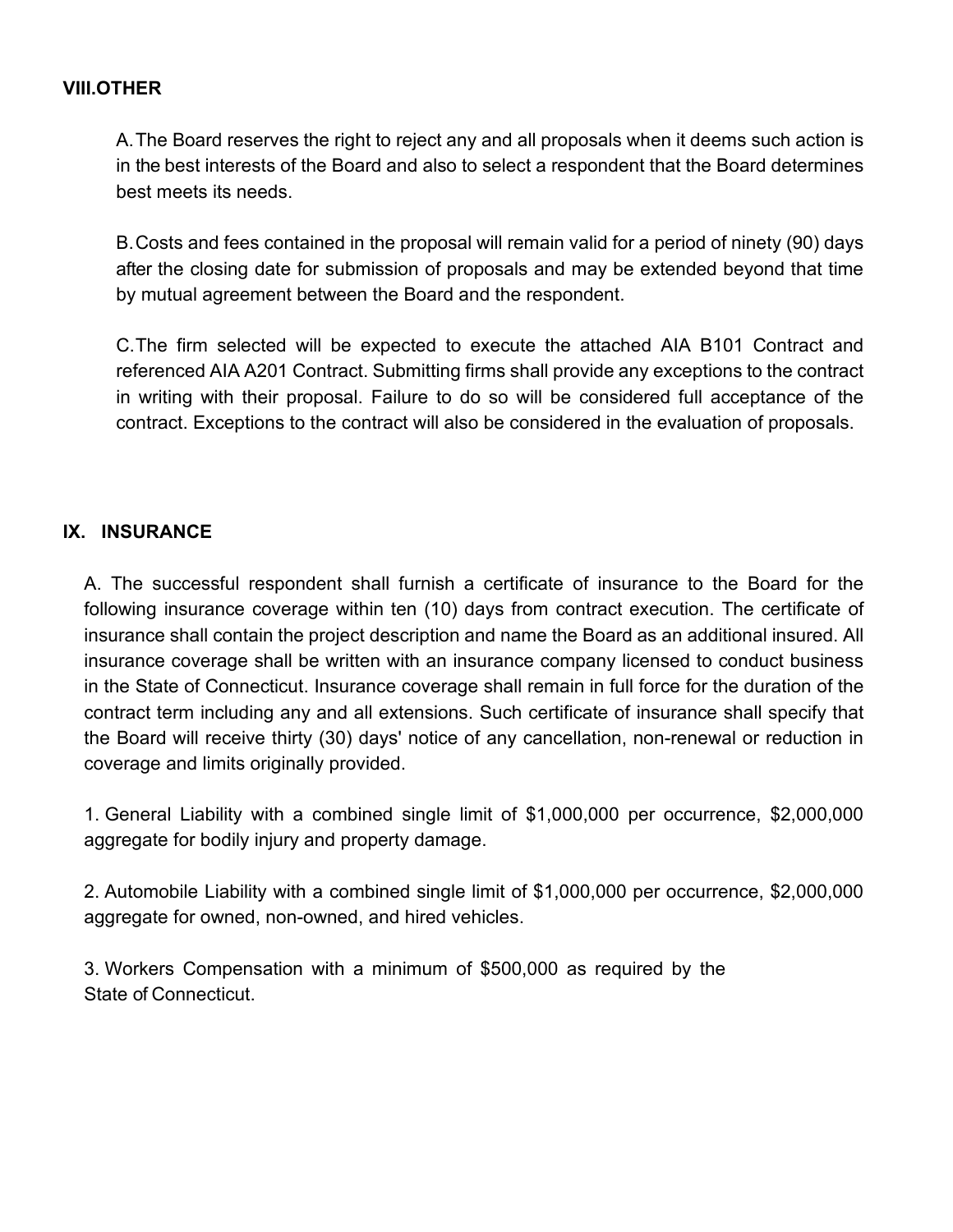## VIII.OTHER

A. The Board reserves the right to reject any and all proposals when it deems such action is in the best interests of the Board and also to select a respondent that the Board determines best meets its needs.

B. Costs and fees contained in the proposal will remain valid for a period of ninety (90) days after the closing date for submission of proposals and may be extended beyond that time by mutual agreement between the Board and the respondent.

C. The firm selected will be expected to execute the attached AIA B101 Contract and referenced AIA A201 Contract. Submitting firms shall provide any exceptions to the contract in writing with their proposal. Failure to do so will be considered full acceptance of the contract. Exceptions to the contract will also be considered in the evaluation of proposals.

## IX. INSURANCE

A. The successful respondent shall furnish a certificate of insurance to the Board for the following insurance coverage within ten (10) days from contract execution. The certificate of insurance shall contain the project description and name the Board as an additional insured. All insurance coverage shall be written with an insurance company licensed to conduct business in the State of Connecticut. Insurance coverage shall remain in full force for the duration of the contract term including any and all extensions. Such certificate of insurance shall specify that the Board will receive thirty (30) days' notice of any cancellation, non-renewal or reduction in coverage and limits originally provided.

1. General Liability with a combined single limit of $1,000,000 per occurrence, $2,000,000 aggregate for bodily injury and property damage.

2. Automobile Liability with a combined single limit of $1,000,000 per occurrence, $2,000,000 aggregate for owned, non-owned, and hired vehicles.

3. Workers Compensation with a minimum of $500,000 as required by the State of Connecticut.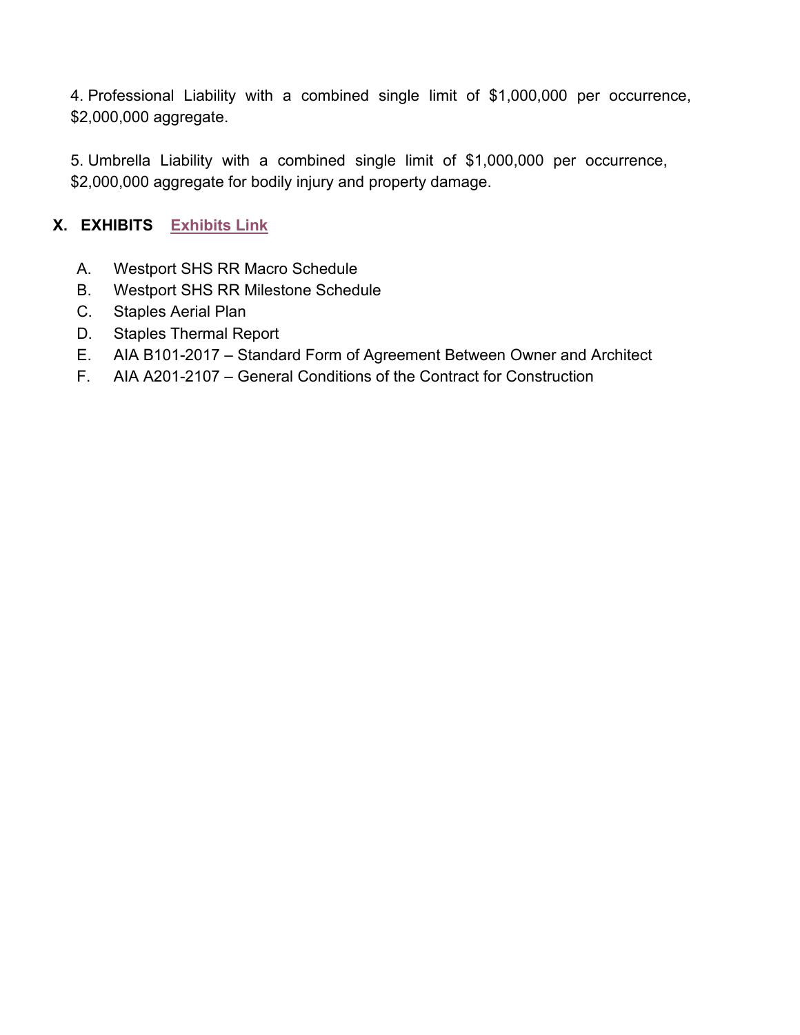4. Professional Liability with a combined single limit of $1,000,000 per occurrence, $2,000,000 aggregate.

5. Umbrella Liability with a combined single limit of $1,000,000 per occurrence, $2,000,000 aggregate for bodily injury and property damage.

## X. EXHIBITS Exhibits Link

A. Westport SHS RR Macro Schedule
B. Westport SHS RR Milestone Schedule
C. Staples Aerial Plan
D. Staples Thermal Report
E. AIA B101-2017 – Standard Form of Agreement Between Owner and Architect
F. AIA A201-2107 – General Conditions of the Contract for Construction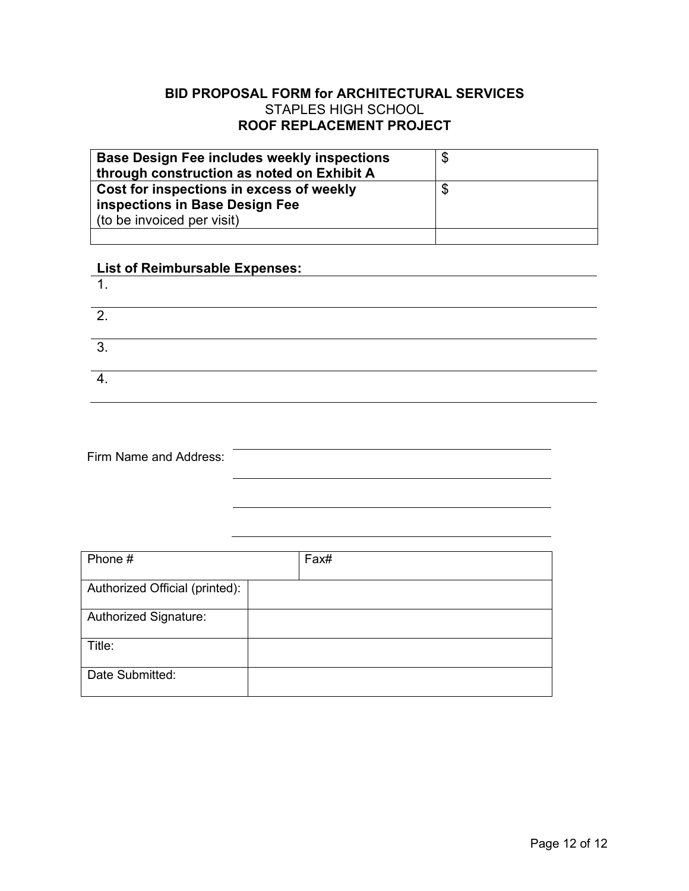## BID PROPOSAL FORM for ARCHITECTURAL SERVICES

STAPLES HIGH SCHOOL

**ROOF REPLACEMENT PROJECT**

| | |
|---|---|
| **Base Design Fee includes weekly inspections through construction as noted on Exhibit A** | $ |
| **Cost for inspections in excess of weekly inspections in Base Design Fee** (to be invoiced per visit) | $ |
| | |

**List of Reimbursable Expenses:**

1.

2.

3.

4.

Firm Name and Address: ______________________

| | | |
|---|---|---|
| Phone # | | Fax# |
| Authorized Official (printed): | | |
| Authorized Signature: | | |
| Title: | | |
| Date Submitted: | | |